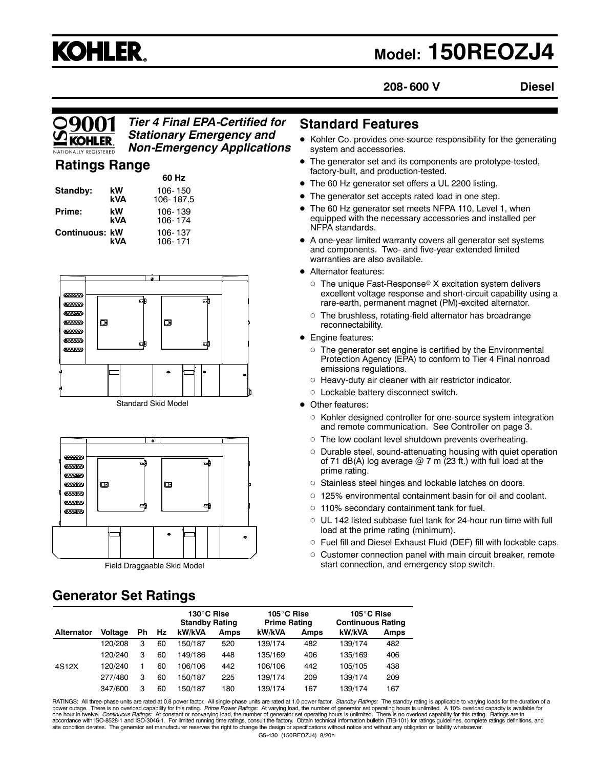# KOHLER.

# Model: 150REOZJ4

**208-600 V** **Diesel**

ISO 9001 KOHLER NATIONALLY REGISTERED

***Tier 4 Final EPA-Certified for Stationary Emergency and Non-Emergency Applications***

## Ratings Range

| | | 60 Hz |
|---|---|---|
| **Standby:** | **kW** | 106-150 |
| | **kVA** | 106-187.5 |
| **Prime:** | **kW** | 106-139 |
| | **kVA** | 106-174 |
| **Continuous:** | **kW** | 106-137 |
| | **kVA** | 106-171 |

Standard Skid Model

Field Draggaable Skid Model

## Standard Features

- Kohler Co. provides one-source responsibility for the generating system and accessories.
- The generator set and its components are prototype-tested, factory-built, and production-tested.
- The 60 Hz generator set offers a UL 2200 listing.
- The generator set accepts rated load in one step.
- The 60 Hz generator set meets NFPA 110, Level 1, when equipped with the necessary accessories and installed per NFPA standards.
- A one-year limited warranty covers all generator set systems and components. Two- and five-year extended limited warranties are also available.
- Alternator features:
  - The unique Fast-Response® X excitation system delivers excellent voltage response and short-circuit capability using a rare-earth, permanent magnet (PM)-excited alternator.
  - The brushless, rotating-field alternator has broadrange reconnectability.
- Engine features:
  - The generator set engine is certified by the Environmental Protection Agency (EPA) to conform to Tier 4 Final nonroad emissions regulations.
  - Heavy-duty air cleaner with air restrictor indicator.
  - Lockable battery disconnect switch.
- Other features:
  - Kohler designed controller for one-source system integration and remote communication. See Controller on page 3.
  - The low coolant level shutdown prevents overheating.
  - Durable steel, sound-attenuating housing with quiet operation of 71 dB(A) log average @ 7 m (23 ft.) with full load at the prime rating.
  - Stainless steel hinges and lockable latches on doors.
  - 125% environmental containment basin for oil and coolant.
  - 110% secondary containment tank for fuel.
  - UL 142 listed subbase fuel tank for 24-hour run time with full load at the prime rating (minimum).
  - Fuel fill and Diesel Exhaust Fluid (DEF) fill with lockable caps.
  - Customer connection panel with main circuit breaker, remote start connection, and emergency stop switch.

## Generator Set Ratings

| | | | | 130°C Rise Standby Rating | | 105°C Rise Prime Rating | | 105°C Rise Continuous Rating | |
|---|---|---|---|---|---|---|---|---|---|
| **Alternator** | **Voltage** | **Ph** | **Hz** | **kW/kVA** | **Amps** | **kW/kVA** | **Amps** | **kW/kVA** | **Amps** |
| 4S12X | 120/208 | 3 | 60 | 150/187 | 520 | 139/174 | 482 | 139/174 | 482 |
| | 120/240 | 3 | 60 | 149/186 | 448 | 135/169 | 406 | 135/169 | 406 |
| | 120/240 | 1 | 60 | 106/106 | 442 | 106/106 | 442 | 105/105 | 438 |
| | 277/480 | 3 | 60 | 150/187 | 225 | 139/174 | 209 | 139/174 | 209 |
| | 347/600 | 3 | 60 | 150/187 | 180 | 139/174 | 167 | 139/174 | 167 |

RATINGS: All three-phase units are rated at 0.8 power factor. All single-phase units are rated at 1.0 power factor. *Standby Ratings:* The standby rating is applicable to varying loads for the duration of a power outage. There is no overload capability for this rating. *Prime Power Ratings:* At varying load, the number of generator set operating hours is unlimited. A 10% overload capacity is available for one hour in twelve. *Continuous Ratings:* At constant or nonvarying load, the number of generator set operating hours is unlimited. There is no overload capability for this rating. Ratings are in accordance with ISO-8528-1 and ISO-3046-1. For limited running time ratings, consult the factory. Obtain technical information bulletin (TIB-101) for ratings guidelines, complete ratings definitions, and site condition derates. The generator set manufacturer reserves the right to change the design or specifications without notice and without any obligation or liability whatsoever.

G5-430 (150REOZJ4) 8/20h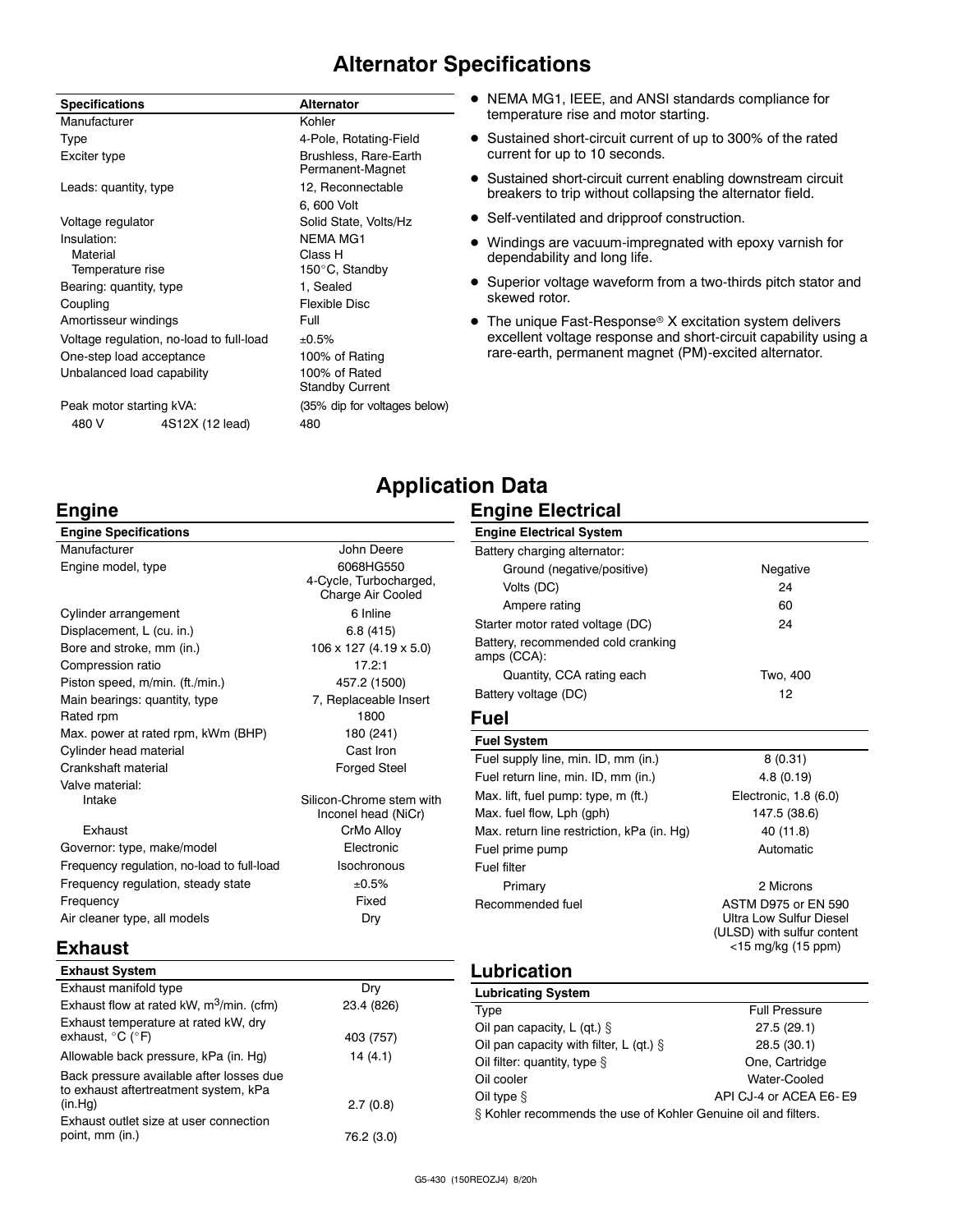# Alternator Specifications

| Specifications | | Alternator |
|---|---|---|
| Manufacturer | | Kohler |
| Type | | 4-Pole, Rotating-Field |
| Exciter type | | Brushless, Rare-Earth Permanent-Magnet |
| Leads: quantity, type | | 12, Reconnectable |
| | | 6, 600 Volt |
| Voltage regulator | | Solid State, Volts/Hz |
| Insulation: | | NEMA MG1 |
| Material | | Class H |
| Temperature rise | | 150°C, Standby |
| Bearing: quantity, type | | 1, Sealed |
| Coupling | | Flexible Disc |
| Amortisseur windings | | Full |
| Voltage regulation, no-load to full-load | | ±0.5% |
| One-step load acceptance | | 100% of Rating |
| Unbalanced load capability | | 100% of Rated Standby Current |
| Peak motor starting kVA: | | (35% dip for voltages below) |
| 480 V | 4S12X (12 lead) | 480 |

- NEMA MG1, IEEE, and ANSI standards compliance for temperature rise and motor starting.
- Sustained short-circuit current of up to 300% of the rated current for up to 10 seconds.
- Sustained short-circuit current enabling downstream circuit breakers to trip without collapsing the alternator field.
- Self-ventilated and dripproof construction.
- Windings are vacuum-impregnated with epoxy varnish for dependability and long life.
- Superior voltage waveform from a two-thirds pitch stator and skewed rotor.
- The unique Fast-Response® X excitation system delivers excellent voltage response and short-circuit capability using a rare-earth, permanent magnet (PM)-excited alternator.

# Application Data

## Engine

| Engine Specifications | |
|---|---|
| Manufacturer | John Deere |
| Engine model, type | 6068HG550 4-Cycle, Turbocharged, Charge Air Cooled |
| Cylinder arrangement | 6 Inline |
| Displacement, L (cu. in.) | 6.8 (415) |
| Bore and stroke, mm (in.) | 106 x 127 (4.19 x 5.0) |
| Compression ratio | 17.2:1 |
| Piston speed, m/min. (ft./min.) | 457.2 (1500) |
| Main bearings: quantity, type | 7, Replaceable Insert |
| Rated rpm | 1800 |
| Max. power at rated rpm, kWm (BHP) | 180 (241) |
| Cylinder head material | Cast Iron |
| Crankshaft material | Forged Steel |
| Valve material: | |
| Intake | Silicon-Chrome stem with Inconel head (NiCr) |
| Exhaust | CrMo Alloy |
| Governor: type, make/model | Electronic |
| Frequency regulation, no-load to full-load | Isochronous |
| Frequency regulation, steady state | ±0.5% |
| Frequency | Fixed |
| Air cleaner type, all models | Dry |

## Exhaust

| Exhaust System | |
|---|---|
| Exhaust manifold type | Dry |
| Exhaust flow at rated kW, $m^3$/min. (cfm) | 23.4 (826) |
| Exhaust temperature at rated kW, dry exhaust, °C (°F) | 403 (757) |
| Allowable back pressure, kPa (in. Hg) | 14 (4.1) |
| Back pressure available after losses due to exhaust aftertreatment system, kPa (in.Hg) | 2.7 (0.8) |
| Exhaust outlet size at user connection point, mm (in.) | 76.2 (3.0) |

## Engine Electrical

| Engine Electrical System | |
|---|---|
| Battery charging alternator: | |
| Ground (negative/positive) | Negative |
| Volts (DC) | 24 |
| Ampere rating | 60 |
| Starter motor rated voltage (DC) | 24 |
| Battery, recommended cold cranking amps (CCA): | |
| Quantity, CCA rating each | Two, 400 |
| Battery voltage (DC) | 12 |

## Fuel

| Fuel System | |
|---|---|
| Fuel supply line, min. ID, mm (in.) | 8 (0.31) |
| Fuel return line, min. ID, mm (in.) | 4.8 (0.19) |
| Max. lift, fuel pump: type, m (ft.) | Electronic, 1.8 (6.0) |
| Max. fuel flow, Lph (gph) | 147.5 (38.6) |
| Max. return line restriction, kPa (in. Hg) | 40 (11.8) |
| Fuel prime pump | Automatic |
| Fuel filter | |
| Primary | 2 Microns |
| Recommended fuel | ASTM D975 or EN 590 Ultra Low Sulfur Diesel (ULSD) with sulfur content <15 mg/kg (15 ppm) |

## Lubrication

| Lubricating System | |
|---|---|
| Type | Full Pressure |
| Oil pan capacity, L (qt.) § | 27.5 (29.1) |
| Oil pan capacity with filter, L (qt.) § | 28.5 (30.1) |
| Oil filter: quantity, type § | One, Cartridge |
| Oil cooler | Water-Cooled |
| Oil type § | API CJ-4 or ACEA E6- E9 |

§ Kohler recommends the use of Kohler Genuine oil and filters.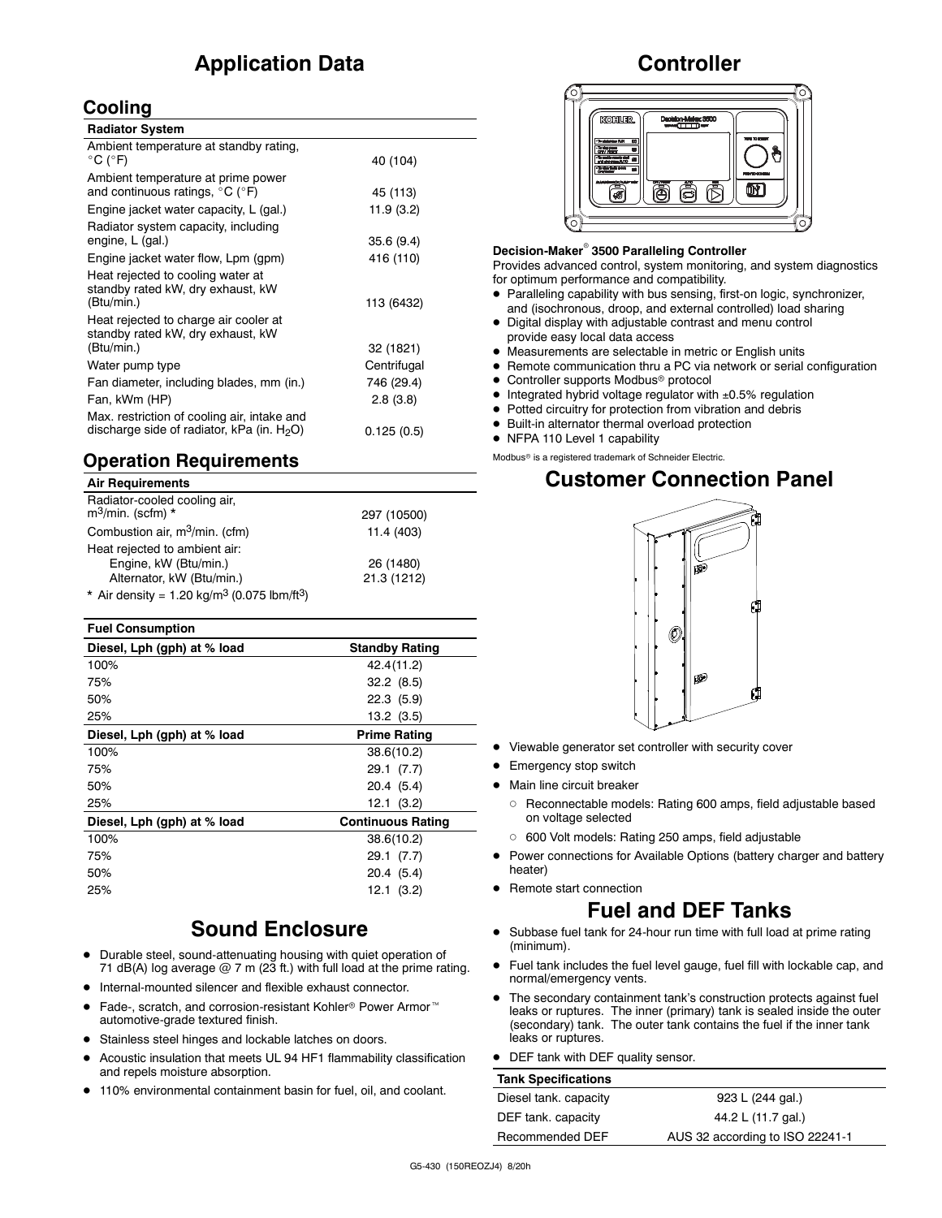# Application Data

## Cooling

| Radiator System | |
|---|---|
| Ambient temperature at standby rating, °C (°F) | 40 (104) |
| Ambient temperature at prime power and continuous ratings, °C (°F) | 45 (113) |
| Engine jacket water capacity, L (gal.) | 11.9 (3.2) |
| Radiator system capacity, including engine, L (gal.) | 35.6 (9.4) |
| Engine jacket water flow, Lpm (gpm) | 416 (110) |
| Heat rejected to cooling water at standby rated kW, dry exhaust, kW (Btu/min.) | 113 (6432) |
| Heat rejected to charge air cooler at standby rated kW, dry exhaust, kW (Btu/min.) | 32 (1821) |
| Water pump type | Centrifugal |
| Fan diameter, including blades, mm (in.) | 746 (29.4) |
| Fan, kWm (HP) | 2.8 (3.8) |
| Max. restriction of cooling air, intake and discharge side of radiator, kPa (in. $H_2O$) | 0.125 (0.5) |

## Operation Requirements

| Air Requirements | |
|---|---|
| Radiator-cooled cooling air, $m^3$/min. (scfm) * | 297 (10500) |
| Combustion air, $m^3$/min. (cfm) | 11.4 (403) |
| Heat rejected to ambient air: | |
| Engine, kW (Btu/min.) | 26 (1480) |
| Alternator, kW (Btu/min.) | 21.3 (1212) |

* Air density = 1.20 kg/$m^3$ (0.075 lbm/$ft^3$)

| Fuel Consumption | |
|---|---|
| **Diesel, Lph (gph) at % load** | **Standby Rating** |
| 100% | 42.4 (11.2) |
| 75% | 32.2 (8.5) |
| 50% | 22.3 (5.9) |
| 25% | 13.2 (3.5) |
| **Diesel, Lph (gph) at % load** | **Prime Rating** |
| 100% | 38.6 (10.2) |
| 75% | 29.1 (7.7) |
| 50% | 20.4 (5.4) |
| 25% | 12.1 (3.2) |
| **Diesel, Lph (gph) at % load** | **Continuous Rating** |
| 100% | 38.6 (10.2) |
| 75% | 29.1 (7.7) |
| 50% | 20.4 (5.4) |
| 25% | 12.1 (3.2) |

# Sound Enclosure

- Durable steel, sound-attenuating housing with quiet operation of 71 dB(A) log average @ 7 m (23 ft.) with full load at the prime rating.
- Internal-mounted silencer and flexible exhaust connector.
- Fade-, scratch, and corrosion-resistant Kohler® Power Armor™ automotive-grade textured finish.
- Stainless steel hinges and lockable latches on doors.
- Acoustic insulation that meets UL 94 HF1 flammability classification and repels moisture absorption.
- 110% environmental containment basin for fuel, oil, and coolant.

# Controller

**Decision-Maker® 3500 Paralleling Controller**

Provides advanced control, system monitoring, and system diagnostics for optimum performance and compatibility.

- Paralleling capability with bus sensing, first-on logic, synchronizer, and (isochronous, droop, and external controlled) load sharing
- Digital display with adjustable contrast and menu control provide easy local data access
- Measurements are selectable in metric or English units
- Remote communication thru a PC via network or serial configuration
- Controller supports Modbus® protocol
- Integrated hybrid voltage regulator with ±0.5% regulation
- Potted circuitry for protection from vibration and debris
- Built-in alternator thermal overload protection
- NFPA 110 Level 1 capability

Modbus® is a registered trademark of Schneider Electric.

# Customer Connection Panel

- Viewable generator set controller with security cover
- Emergency stop switch
- Main line circuit breaker
  - Reconnectable models: Rating 600 amps, field adjustable based on voltage selected
  - 600 Volt models: Rating 250 amps, field adjustable
- Power connections for Available Options (battery charger and battery heater)
- Remote start connection

# Fuel and DEF Tanks

- Subbase fuel tank for 24-hour run time with full load at prime rating (minimum).
- Fuel tank includes the fuel level gauge, fuel fill with lockable cap, and normal/emergency vents.
- The secondary containment tank's construction protects against fuel leaks or ruptures. The inner (primary) tank is sealed inside the outer (secondary) tank. The outer tank contains the fuel if the inner tank leaks or ruptures.
- DEF tank with DEF quality sensor.

| Tank Specifications | |
|---|---|
| Diesel tank. capacity | 923 L (244 gal.) |
| DEF tank. capacity | 44.2 L (11.7 gal.) |
| Recommended DEF | AUS 32 according to ISO 22241-1 |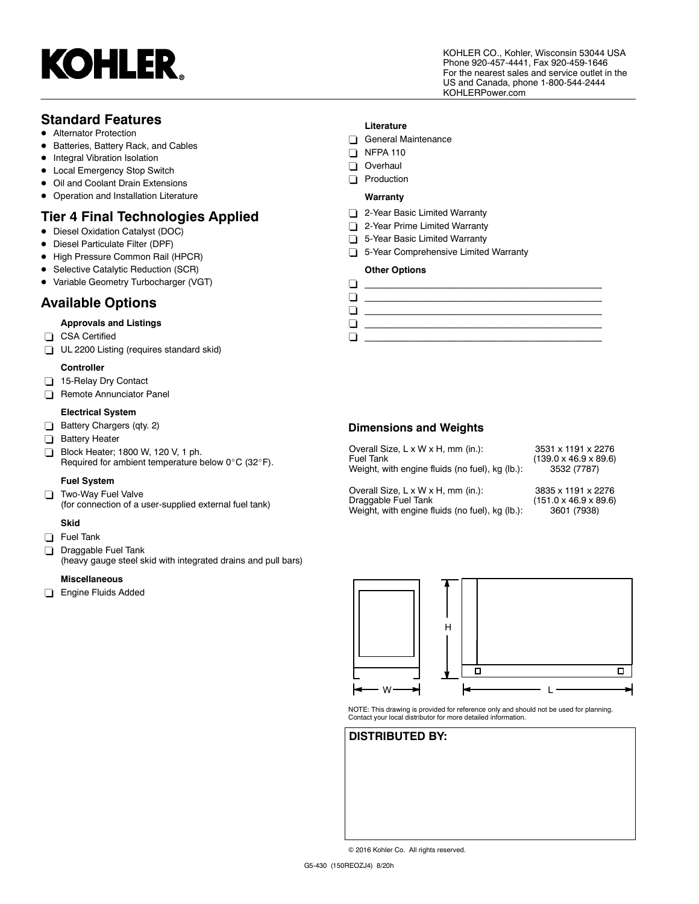**KOHLER.**

KOHLER CO., Kohler, Wisconsin 53044 USA
Phone 920-457-4441, Fax 920-459-1646
For the nearest sales and service outlet in the US and Canada, phone 1-800-544-2444
KOHLERPower.com

## Standard Features

- Alternator Protection
- Batteries, Battery Rack, and Cables
- Integral Vibration Isolation
- Local Emergency Stop Switch
- Oil and Coolant Drain Extensions
- Operation and Installation Literature

## Tier 4 Final Technologies Applied

- Diesel Oxidation Catalyst (DOC)
- Diesel Particulate Filter (DPF)
- High Pressure Common Rail (HPCR)
- Selective Catalytic Reduction (SCR)
- Variable Geometry Turbocharger (VGT)

## Available Options

### Approvals and Listings

- ❑ CSA Certified
- ❑ UL 2200 Listing (requires standard skid)

### Controller

- ❑ 15-Relay Dry Contact
- ❑ Remote Annunciator Panel

### Electrical System

- ❑ Battery Chargers (qty. 2)
- ❑ Battery Heater
- ❑ Block Heater; 1800 W, 120 V, 1 ph.
  Required for ambient temperature below 0°C (32°F).

### Fuel System

- ❑ Two-Way Fuel Valve
  (for connection of a user-supplied external fuel tank)

### Skid

- ❑ Fuel Tank
- ❑ Draggable Fuel Tank
  (heavy gauge steel skid with integrated drains and pull bars)

### Miscellaneous

- ❑ Engine Fluids Added

### Literature

- ❑ General Maintenance
- ❑ NFPA 110
- ❑ Overhaul
- ❑ Production

### Warranty

- ❑ 2-Year Basic Limited Warranty
- ❑ 2-Year Prime Limited Warranty
- ❑ 5-Year Basic Limited Warranty
- ❑ 5-Year Comprehensive Limited Warranty

### Other Options

- ❑ ______________________________________________
- ❑ ______________________________________________
- ❑ ______________________________________________
- ❑ ______________________________________________
- ❑ ______________________________________________

## Dimensions and Weights

| | |
|---|---|
| Overall Size, L x W x H, mm (in.): Fuel Tank | 3531 x 1191 x 2276 (139.0 x 46.9 x 89.6) |
| Weight, with engine fluids (no fuel), kg (lb.): | 3532 (7787) |
| Overall Size, L x W x H, mm (in.): Draggable Fuel Tank | 3835 x 1191 x 2276 (151.0 x 46.9 x 89.6) |
| Weight, with engine fluids (no fuel), kg (lb.): | 3601 (7938) |

W
H
L

NOTE: This drawing is provided for reference only and should not be used for planning. Contact your local distributor for more detailed information.

**DISTRIBUTED BY:**

© 2016 Kohler Co. All rights reserved.

G5-430 (150REOZJ4) 8/20h